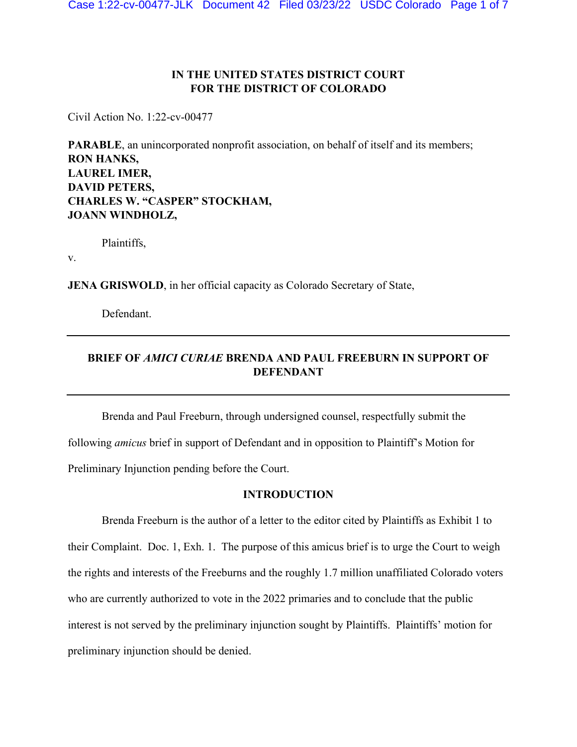**IN THE UNITED STATES DISTRICT COURT**
**FOR THE DISTRICT OF COLORADO**

Civil Action No. 1:22-cv-00477

**PARABLE**, an unincorporated nonprofit association, on behalf of itself and its members;
**RON HANKS,**
**LAUREL IMER,**
**DAVID PETERS,**
**CHARLES W. "CASPER" STOCKHAM,**
**JOANN WINDHOLZ,**

Plaintiffs,

v.

**JENA GRISWOLD**, in her official capacity as Colorado Secretary of State,

Defendant.

---

**BRIEF OF *AMICI CURIAE* BRENDA AND PAUL FREEBURN IN SUPPORT OF DEFENDANT**

---

Brenda and Paul Freeburn, through undersigned counsel, respectfully submit the following *amicus* brief in support of Defendant and in opposition to Plaintiff's Motion for Preliminary Injunction pending before the Court.

## INTRODUCTION

Brenda Freeburn is the author of a letter to the editor cited by Plaintiffs as Exhibit 1 to their Complaint. Doc. 1, Exh. 1. The purpose of this amicus brief is to urge the Court to weigh the rights and interests of the Freeburns and the roughly 1.7 million unaffiliated Colorado voters who are currently authorized to vote in the 2022 primaries and to conclude that the public interest is not served by the preliminary injunction sought by Plaintiffs. Plaintiffs' motion for preliminary injunction should be denied.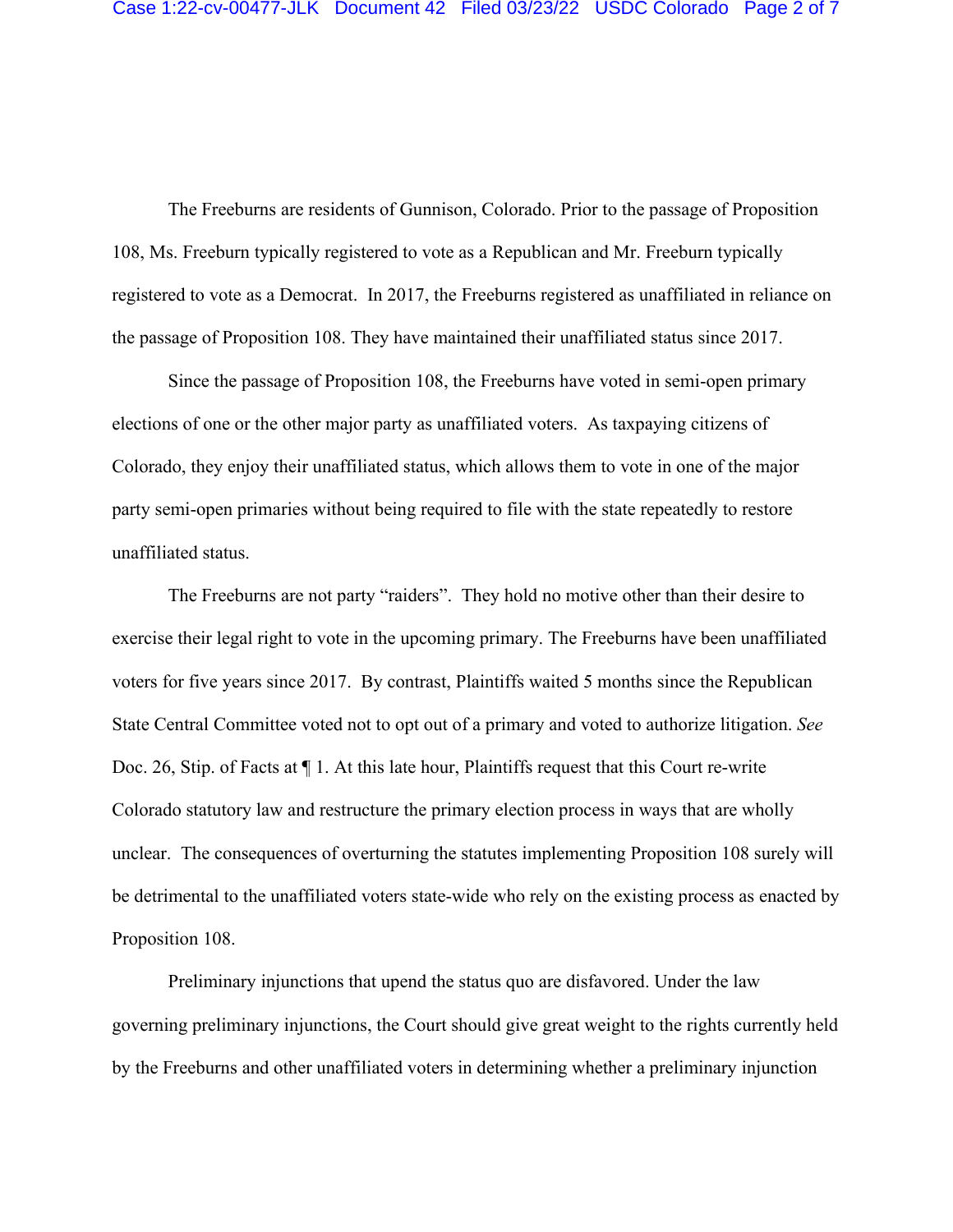The Freeburns are residents of Gunnison, Colorado. Prior to the passage of Proposition 108, Ms. Freeburn typically registered to vote as a Republican and Mr. Freeburn typically registered to vote as a Democrat. In 2017, the Freeburns registered as unaffiliated in reliance on the passage of Proposition 108. They have maintained their unaffiliated status since 2017.

Since the passage of Proposition 108, the Freeburns have voted in semi-open primary elections of one or the other major party as unaffiliated voters. As taxpaying citizens of Colorado, they enjoy their unaffiliated status, which allows them to vote in one of the major party semi-open primaries without being required to file with the state repeatedly to restore unaffiliated status.

The Freeburns are not party "raiders". They hold no motive other than their desire to exercise their legal right to vote in the upcoming primary. The Freeburns have been unaffiliated voters for five years since 2017. By contrast, Plaintiffs waited 5 months since the Republican State Central Committee voted not to opt out of a primary and voted to authorize litigation. *See* Doc. 26, Stip. of Facts at ¶ 1. At this late hour, Plaintiffs request that this Court re-write Colorado statutory law and restructure the primary election process in ways that are wholly unclear. The consequences of overturning the statutes implementing Proposition 108 surely will be detrimental to the unaffiliated voters state-wide who rely on the existing process as enacted by Proposition 108.

Preliminary injunctions that upend the status quo are disfavored. Under the law governing preliminary injunctions, the Court should give great weight to the rights currently held by the Freeburns and other unaffiliated voters in determining whether a preliminary injunction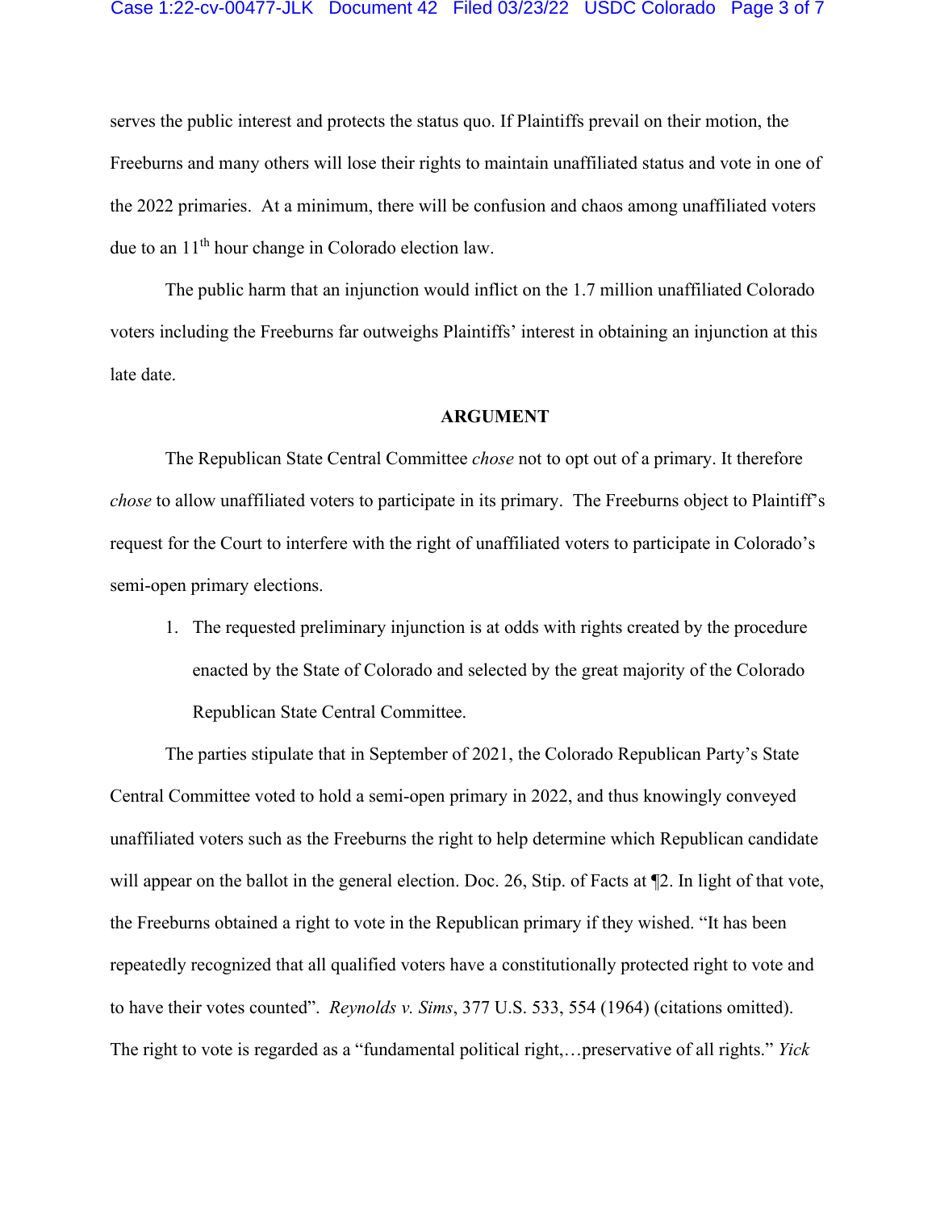serves the public interest and protects the status quo. If Plaintiffs prevail on their motion, the Freeburns and many others will lose their rights to maintain unaffiliated status and vote in one of the 2022 primaries. At a minimum, there will be confusion and chaos among unaffiliated voters due to an 11th hour change in Colorado election law.

The public harm that an injunction would inflict on the 1.7 million unaffiliated Colorado voters including the Freeburns far outweighs Plaintiffs' interest in obtaining an injunction at this late date.

**ARGUMENT**

The Republican State Central Committee *chose* not to opt out of a primary. It therefore *chose* to allow unaffiliated voters to participate in its primary. The Freeburns object to Plaintiff's request for the Court to interfere with the right of unaffiliated voters to participate in Colorado's semi-open primary elections.

1. The requested preliminary injunction is at odds with rights created by the procedure enacted by the State of Colorado and selected by the great majority of the Colorado Republican State Central Committee.

The parties stipulate that in September of 2021, the Colorado Republican Party's State Central Committee voted to hold a semi-open primary in 2022, and thus knowingly conveyed unaffiliated voters such as the Freeburns the right to help determine which Republican candidate will appear on the ballot in the general election. Doc. 26, Stip. of Facts at ¶2. In light of that vote, the Freeburns obtained a right to vote in the Republican primary if they wished. "It has been repeatedly recognized that all qualified voters have a constitutionally protected right to vote and to have their votes counted". *Reynolds v. Sims*, 377 U.S. 533, 554 (1964) (citations omitted). The right to vote is regarded as a "fundamental political right,…preservative of all rights." *Yick*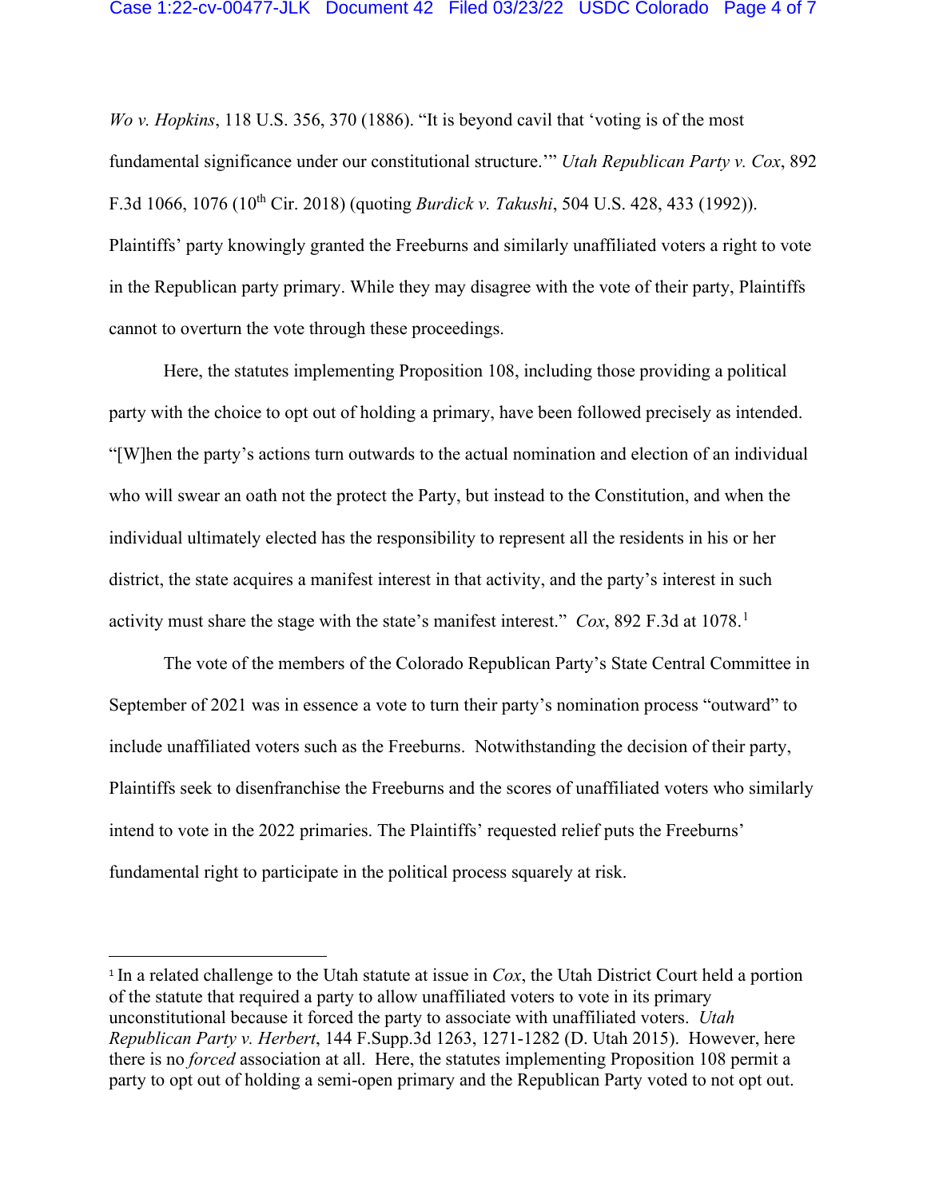*Wo v. Hopkins*, 118 U.S. 356, 370 (1886). "It is beyond cavil that 'voting is of the most fundamental significance under our constitutional structure.'" *Utah Republican Party v. Cox*, 892 F.3d 1066, 1076 (10th Cir. 2018) (quoting *Burdick v. Takushi*, 504 U.S. 428, 433 (1992)). Plaintiffs' party knowingly granted the Freeburns and similarly unaffiliated voters a right to vote in the Republican party primary. While they may disagree with the vote of their party, Plaintiffs cannot to overturn the vote through these proceedings.

Here, the statutes implementing Proposition 108, including those providing a political party with the choice to opt out of holding a primary, have been followed precisely as intended. "[W]hen the party's actions turn outwards to the actual nomination and election of an individual who will swear an oath not the protect the Party, but instead to the Constitution, and when the individual ultimately elected has the responsibility to represent all the residents in his or her district, the state acquires a manifest interest in that activity, and the party's interest in such activity must share the stage with the state's manifest interest." *Cox*, 892 F.3d at 1078.[1]

The vote of the members of the Colorado Republican Party's State Central Committee in September of 2021 was in essence a vote to turn their party's nomination process "outward" to include unaffiliated voters such as the Freeburns. Notwithstanding the decision of their party, Plaintiffs seek to disenfranchise the Freeburns and the scores of unaffiliated voters who similarly intend to vote in the 2022 primaries. The Plaintiffs' requested relief puts the Freeburns' fundamental right to participate in the political process squarely at risk.

---

[1] In a related challenge to the Utah statute at issue in *Cox*, the Utah District Court held a portion of the statute that required a party to allow unaffiliated voters to vote in its primary unconstitutional because it forced the party to associate with unaffiliated voters. *Utah Republican Party v. Herbert*, 144 F.Supp.3d 1263, 1271-1282 (D. Utah 2015). However, here there is no *forced* association at all. Here, the statutes implementing Proposition 108 permit a party to opt out of holding a semi-open primary and the Republican Party voted to not opt out.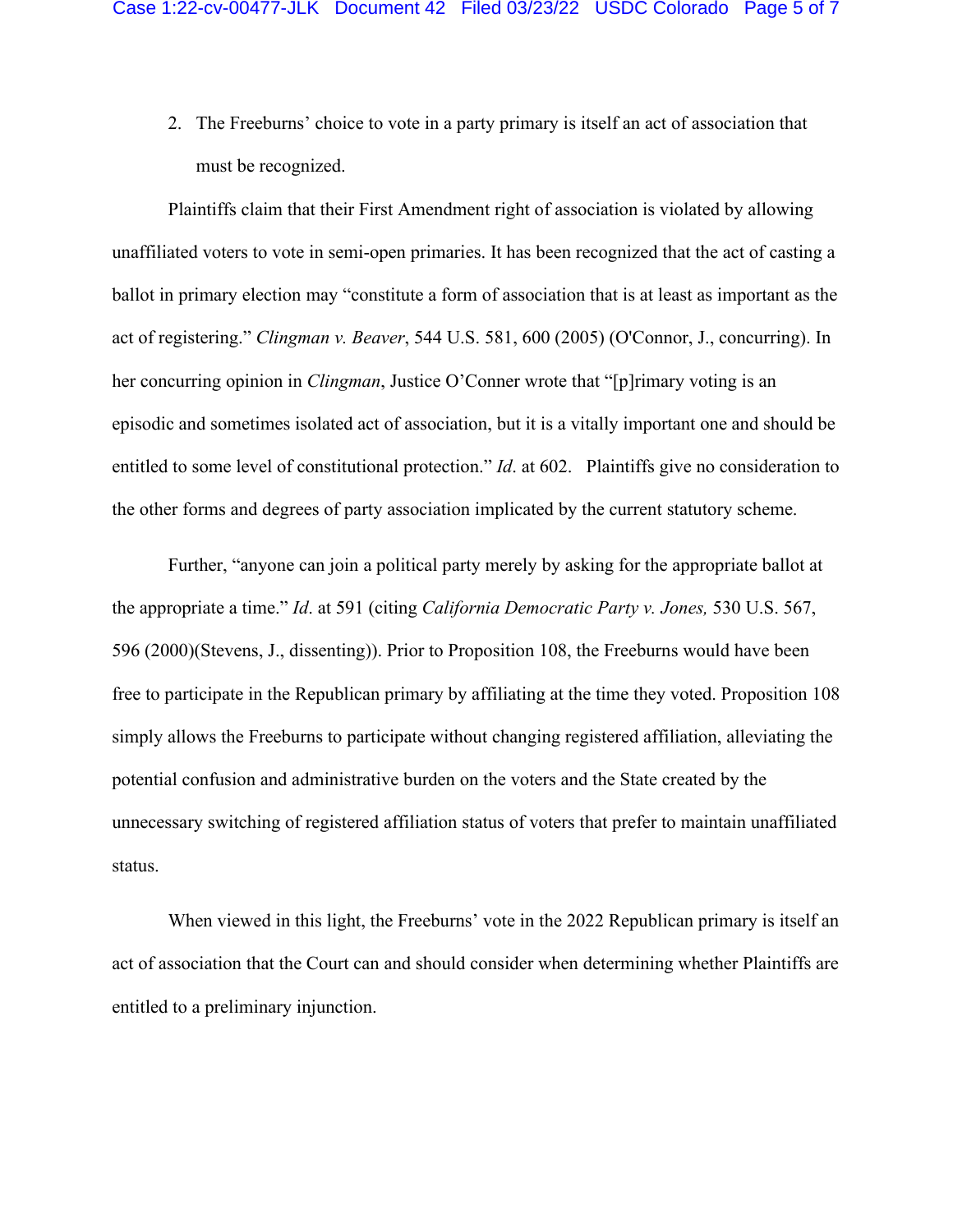2. The Freeburns' choice to vote in a party primary is itself an act of association that must be recognized.

Plaintiffs claim that their First Amendment right of association is violated by allowing unaffiliated voters to vote in semi-open primaries. It has been recognized that the act of casting a ballot in primary election may "constitute a form of association that is at least as important as the act of registering." *Clingman v. Beaver*, 544 U.S. 581, 600 (2005) (O'Connor, J., concurring). In her concurring opinion in *Clingman*, Justice O'Conner wrote that "[p]rimary voting is an episodic and sometimes isolated act of association, but it is a vitally important one and should be entitled to some level of constitutional protection." *Id*. at 602. Plaintiffs give no consideration to the other forms and degrees of party association implicated by the current statutory scheme.

Further, "anyone can join a political party merely by asking for the appropriate ballot at the appropriate a time." *Id*. at 591 (citing *California Democratic Party v. Jones,* 530 U.S. 567, 596 (2000)(Stevens, J., dissenting)). Prior to Proposition 108, the Freeburns would have been free to participate in the Republican primary by affiliating at the time they voted. Proposition 108 simply allows the Freeburns to participate without changing registered affiliation, alleviating the potential confusion and administrative burden on the voters and the State created by the unnecessary switching of registered affiliation status of voters that prefer to maintain unaffiliated status.

When viewed in this light, the Freeburns' vote in the 2022 Republican primary is itself an act of association that the Court can and should consider when determining whether Plaintiffs are entitled to a preliminary injunction.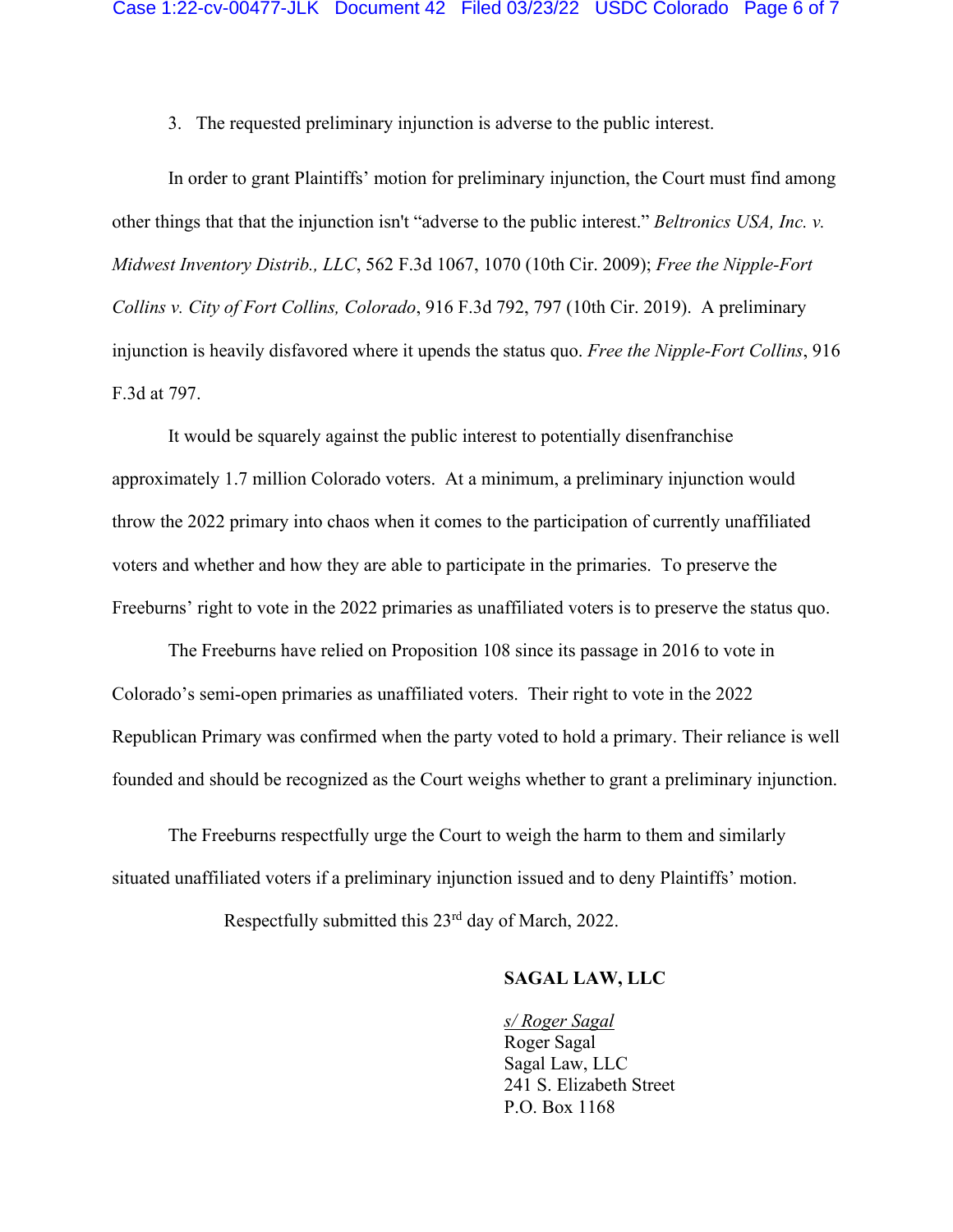3. The requested preliminary injunction is adverse to the public interest.

In order to grant Plaintiffs' motion for preliminary injunction, the Court must find among other things that that the injunction isn't "adverse to the public interest." *Beltronics USA, Inc. v. Midwest Inventory Distrib., LLC*, 562 F.3d 1067, 1070 (10th Cir. 2009); *Free the Nipple-Fort Collins v. City of Fort Collins, Colorado*, 916 F.3d 792, 797 (10th Cir. 2019). A preliminary injunction is heavily disfavored where it upends the status quo. *Free the Nipple-Fort Collins*, 916 F.3d at 797.

It would be squarely against the public interest to potentially disenfranchise approximately 1.7 million Colorado voters. At a minimum, a preliminary injunction would throw the 2022 primary into chaos when it comes to the participation of currently unaffiliated voters and whether and how they are able to participate in the primaries. To preserve the Freeburns' right to vote in the 2022 primaries as unaffiliated voters is to preserve the status quo.

The Freeburns have relied on Proposition 108 since its passage in 2016 to vote in Colorado's semi-open primaries as unaffiliated voters. Their right to vote in the 2022 Republican Primary was confirmed when the party voted to hold a primary. Their reliance is well founded and should be recognized as the Court weighs whether to grant a preliminary injunction.

The Freeburns respectfully urge the Court to weigh the harm to them and similarly situated unaffiliated voters if a preliminary injunction issued and to deny Plaintiffs' motion.

Respectfully submitted this 23rd day of March, 2022.

**SAGAL LAW, LLC**

*s/ Roger Sagal*
Roger Sagal
Sagal Law, LLC
241 S. Elizabeth Street
P.O. Box 1168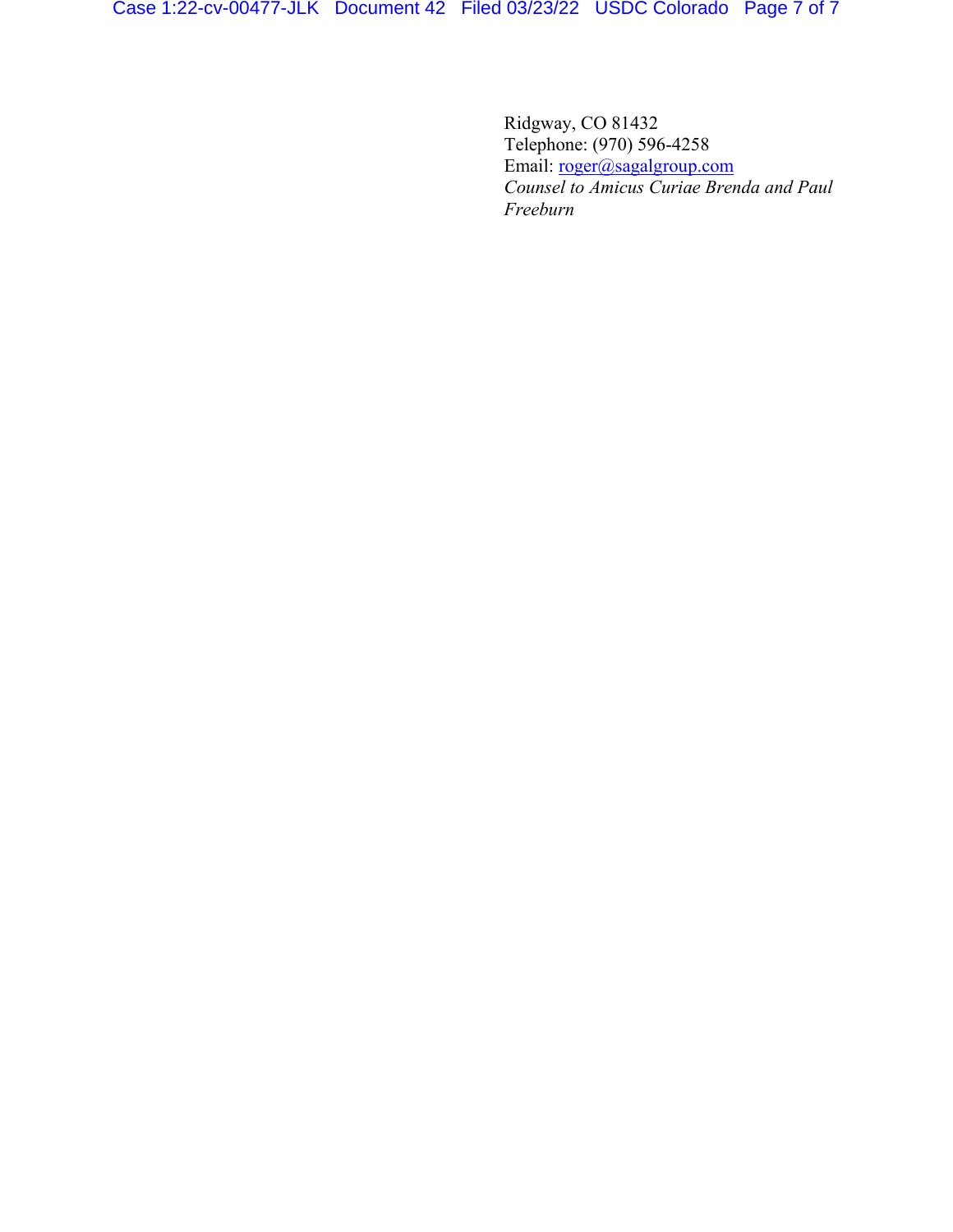Ridgway, CO 81432
Telephone: (970) 596-4258
Email: roger@sagalgroup.com
*Counsel to Amicus Curiae Brenda and Paul Freeburn*